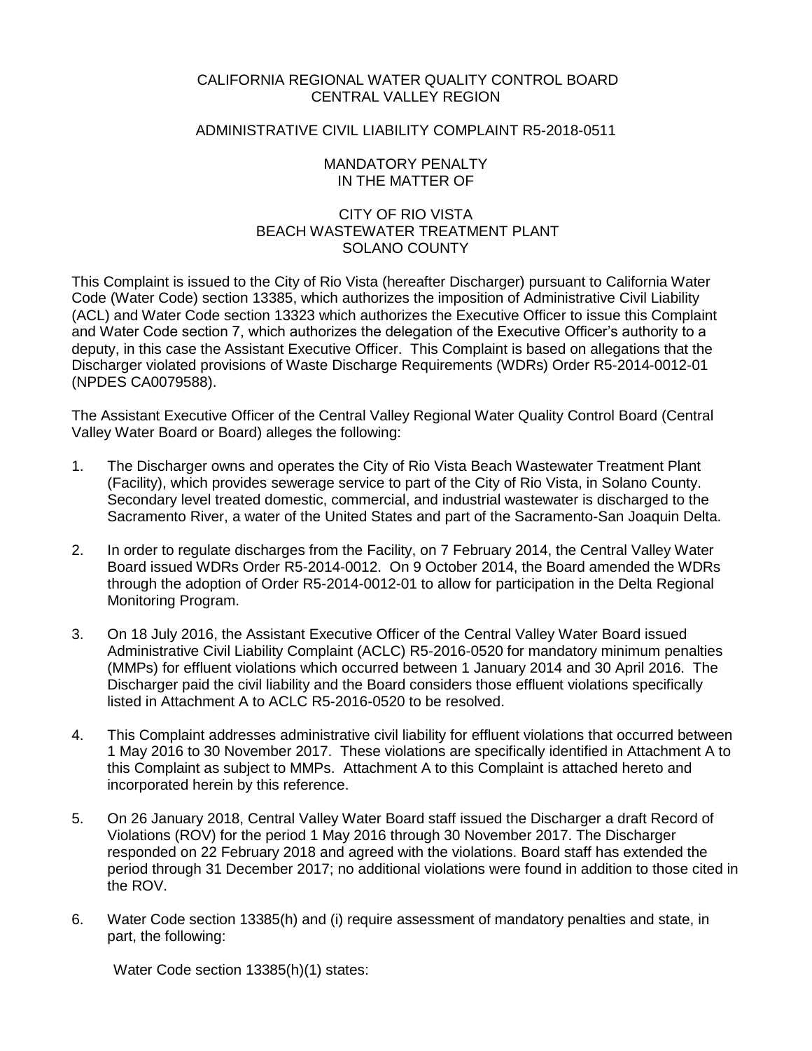CALIFORNIA REGIONAL WATER QUALITY CONTROL BOARD
CENTRAL VALLEY REGION

ADMINISTRATIVE CIVIL LIABILITY COMPLAINT R5-2018-0511

MANDATORY PENALTY
IN THE MATTER OF

CITY OF RIO VISTA
BEACH WASTEWATER TREATMENT PLANT
SOLANO COUNTY

This Complaint is issued to the City of Rio Vista (hereafter Discharger) pursuant to California Water Code (Water Code) section 13385, which authorizes the imposition of Administrative Civil Liability (ACL) and Water Code section 13323 which authorizes the Executive Officer to issue this Complaint and Water Code section 7, which authorizes the delegation of the Executive Officer's authority to a deputy, in this case the Assistant Executive Officer. This Complaint is based on allegations that the Discharger violated provisions of Waste Discharge Requirements (WDRs) Order R5-2014-0012-01 (NPDES CA0079588).

The Assistant Executive Officer of the Central Valley Regional Water Quality Control Board (Central Valley Water Board or Board) alleges the following:

1. The Discharger owns and operates the City of Rio Vista Beach Wastewater Treatment Plant (Facility), which provides sewerage service to part of the City of Rio Vista, in Solano County. Secondary level treated domestic, commercial, and industrial wastewater is discharged to the Sacramento River, a water of the United States and part of the Sacramento-San Joaquin Delta.

2. In order to regulate discharges from the Facility, on 7 February 2014, the Central Valley Water Board issued WDRs Order R5-2014-0012. On 9 October 2014, the Board amended the WDRs through the adoption of Order R5-2014-0012-01 to allow for participation in the Delta Regional Monitoring Program.

3. On 18 July 2016, the Assistant Executive Officer of the Central Valley Water Board issued Administrative Civil Liability Complaint (ACLC) R5-2016-0520 for mandatory minimum penalties (MMPs) for effluent violations which occurred between 1 January 2014 and 30 April 2016. The Discharger paid the civil liability and the Board considers those effluent violations specifically listed in Attachment A to ACLC R5-2016-0520 to be resolved.

4. This Complaint addresses administrative civil liability for effluent violations that occurred between 1 May 2016 to 30 November 2017. These violations are specifically identified in Attachment A to this Complaint as subject to MMPs. Attachment A to this Complaint is attached hereto and incorporated herein by this reference.

5. On 26 January 2018, Central Valley Water Board staff issued the Discharger a draft Record of Violations (ROV) for the period 1 May 2016 through 30 November 2017. The Discharger responded on 22 February 2018 and agreed with the violations. Board staff has extended the period through 31 December 2017; no additional violations were found in addition to those cited in the ROV.

6. Water Code section 13385(h) and (i) require assessment of mandatory penalties and state, in part, the following:

   Water Code section 13385(h)(1) states: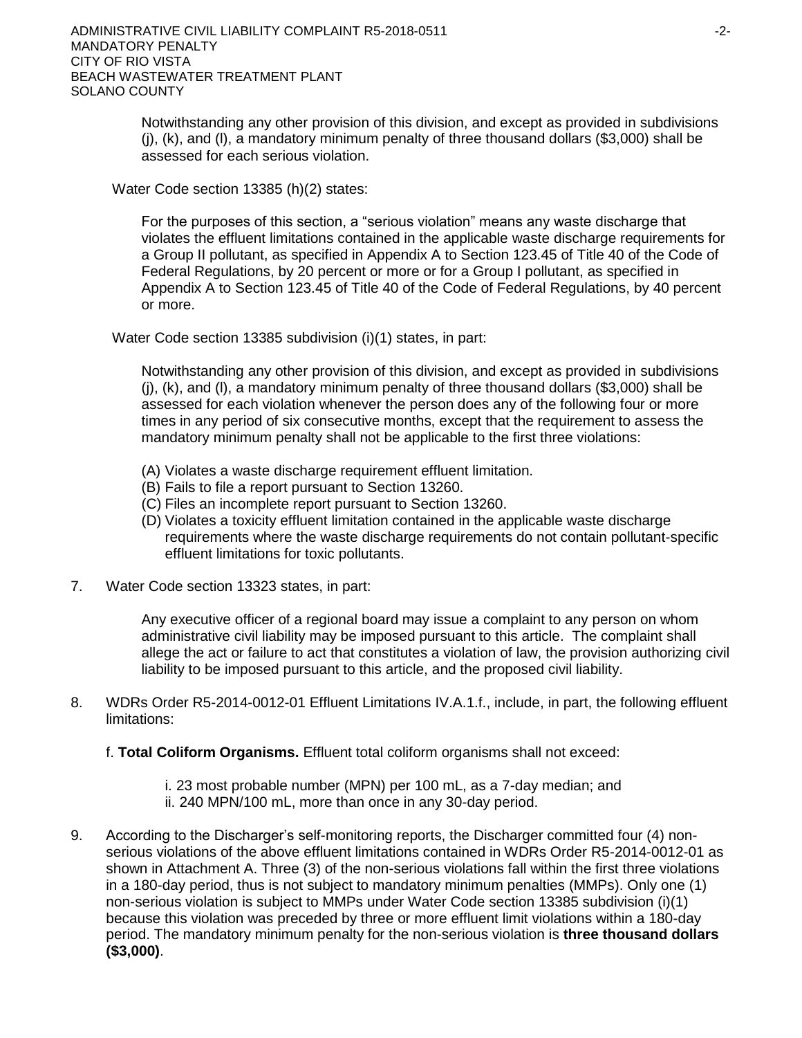> Notwithstanding any other provision of this division, and except as provided in subdivisions (j), (k), and (l), a mandatory minimum penalty of three thousand dollars ($3,000) shall be assessed for each serious violation.

Water Code section 13385 (h)(2) states:

> For the purposes of this section, a "serious violation" means any waste discharge that violates the effluent limitations contained in the applicable waste discharge requirements for a Group II pollutant, as specified in Appendix A to Section 123.45 of Title 40 of the Code of Federal Regulations, by 20 percent or more or for a Group I pollutant, as specified in Appendix A to Section 123.45 of Title 40 of the Code of Federal Regulations, by 40 percent or more.

Water Code section 13385 subdivision (i)(1) states, in part:

> Notwithstanding any other provision of this division, and except as provided in subdivisions (j), (k), and (l), a mandatory minimum penalty of three thousand dollars ($3,000) shall be assessed for each violation whenever the person does any of the following four or more times in any period of six consecutive months, except that the requirement to assess the mandatory minimum penalty shall not be applicable to the first three violations:
>
> (A) Violates a waste discharge requirement effluent limitation.
> (B) Fails to file a report pursuant to Section 13260.
> (C) Files an incomplete report pursuant to Section 13260.
> (D) Violates a toxicity effluent limitation contained in the applicable waste discharge requirements where the waste discharge requirements do not contain pollutant-specific effluent limitations for toxic pollutants.

7. Water Code section 13323 states, in part:

> Any executive officer of a regional board may issue a complaint to any person on whom administrative civil liability may be imposed pursuant to this article. The complaint shall allege the act or failure to act that constitutes a violation of law, the provision authorizing civil liability to be imposed pursuant to this article, and the proposed civil liability.

8. WDRs Order R5-2014-0012-01 Effluent Limitations IV.A.1.f., include, in part, the following effluent limitations:

   f. **Total Coliform Organisms.** Effluent total coliform organisms shall not exceed:

   > i. 23 most probable number (MPN) per 100 mL, as a 7-day median; and
   > ii. 240 MPN/100 mL, more than once in any 30-day period.

9. According to the Discharger's self-monitoring reports, the Discharger committed four (4) non-serious violations of the above effluent limitations contained in WDRs Order R5-2014-0012-01 as shown in Attachment A. Three (3) of the non-serious violations fall within the first three violations in a 180-day period, thus is not subject to mandatory minimum penalties (MMPs). Only one (1) non-serious violation is subject to MMPs under Water Code section 13385 subdivision (i)(1) because this violation was preceded by three or more effluent limit violations within a 180-day period. The mandatory minimum penalty for the non-serious violation is **three thousand dollars ($3,000)**.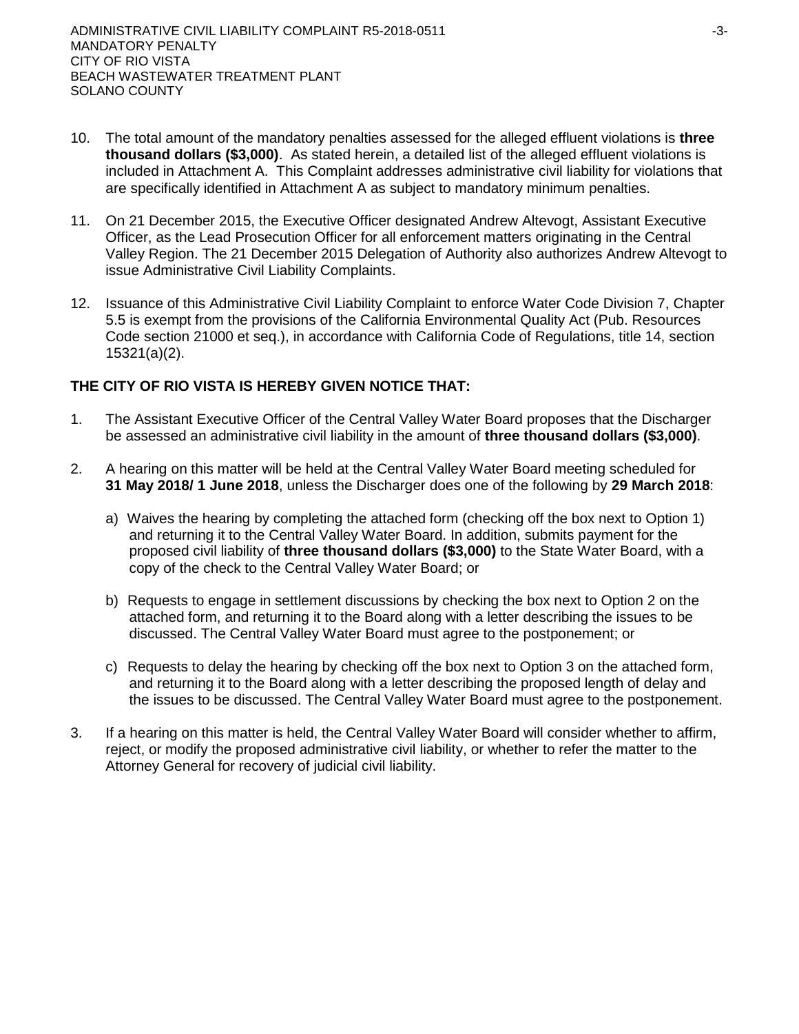10. The total amount of the mandatory penalties assessed for the alleged effluent violations is **three thousand dollars ($3,000)**. As stated herein, a detailed list of the alleged effluent violations is included in Attachment A. This Complaint addresses administrative civil liability for violations that are specifically identified in Attachment A as subject to mandatory minimum penalties.

11. On 21 December 2015, the Executive Officer designated Andrew Altevogt, Assistant Executive Officer, as the Lead Prosecution Officer for all enforcement matters originating in the Central Valley Region. The 21 December 2015 Delegation of Authority also authorizes Andrew Altevogt to issue Administrative Civil Liability Complaints.

12. Issuance of this Administrative Civil Liability Complaint to enforce Water Code Division 7, Chapter 5.5 is exempt from the provisions of the California Environmental Quality Act (Pub. Resources Code section 21000 et seq.), in accordance with California Code of Regulations, title 14, section 15321(a)(2).

**THE CITY OF RIO VISTA IS HEREBY GIVEN NOTICE THAT:**

1. The Assistant Executive Officer of the Central Valley Water Board proposes that the Discharger be assessed an administrative civil liability in the amount of **three thousand dollars ($3,000)**.

2. A hearing on this matter will be held at the Central Valley Water Board meeting scheduled for **31 May 2018/ 1 June 2018**, unless the Discharger does one of the following by **29 March 2018**:

   a) Waives the hearing by completing the attached form (checking off the box next to Option 1) and returning it to the Central Valley Water Board. In addition, submits payment for the proposed civil liability of **three thousand dollars ($3,000)** to the State Water Board, with a copy of the check to the Central Valley Water Board; or

   b) Requests to engage in settlement discussions by checking the box next to Option 2 on the attached form, and returning it to the Board along with a letter describing the issues to be discussed. The Central Valley Water Board must agree to the postponement; or

   c) Requests to delay the hearing by checking off the box next to Option 3 on the attached form, and returning it to the Board along with a letter describing the proposed length of delay and the issues to be discussed. The Central Valley Water Board must agree to the postponement.

3. If a hearing on this matter is held, the Central Valley Water Board will consider whether to affirm, reject, or modify the proposed administrative civil liability, or whether to refer the matter to the Attorney General for recovery of judicial civil liability.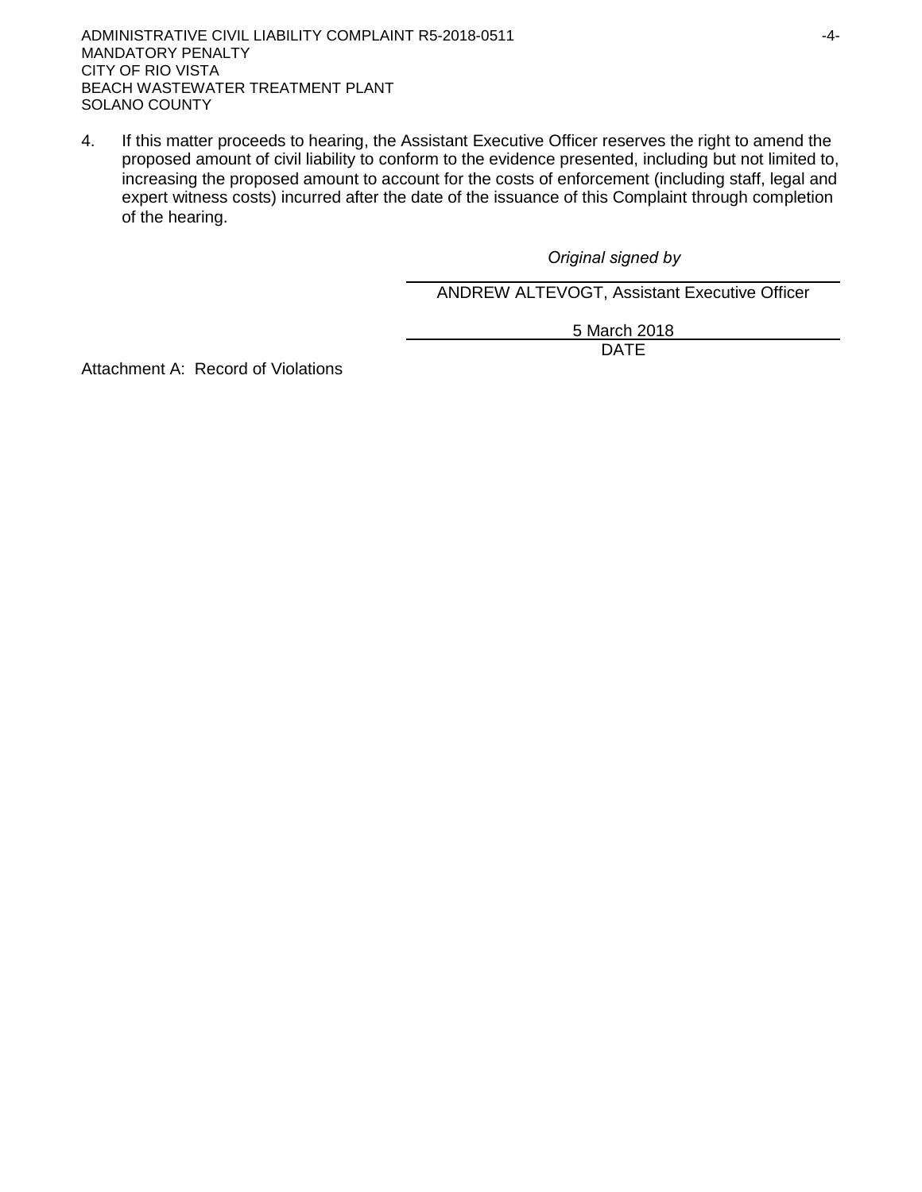4. If this matter proceeds to hearing, the Assistant Executive Officer reserves the right to amend the proposed amount of civil liability to conform to the evidence presented, including but not limited to, increasing the proposed amount to account for the costs of enforcement (including staff, legal and expert witness costs) incurred after the date of the issuance of this Complaint through completion of the hearing.

*Original signed by*

ANDREW ALTEVOGT, Assistant Executive Officer

5 March 2018

DATE

Attachment A: Record of Violations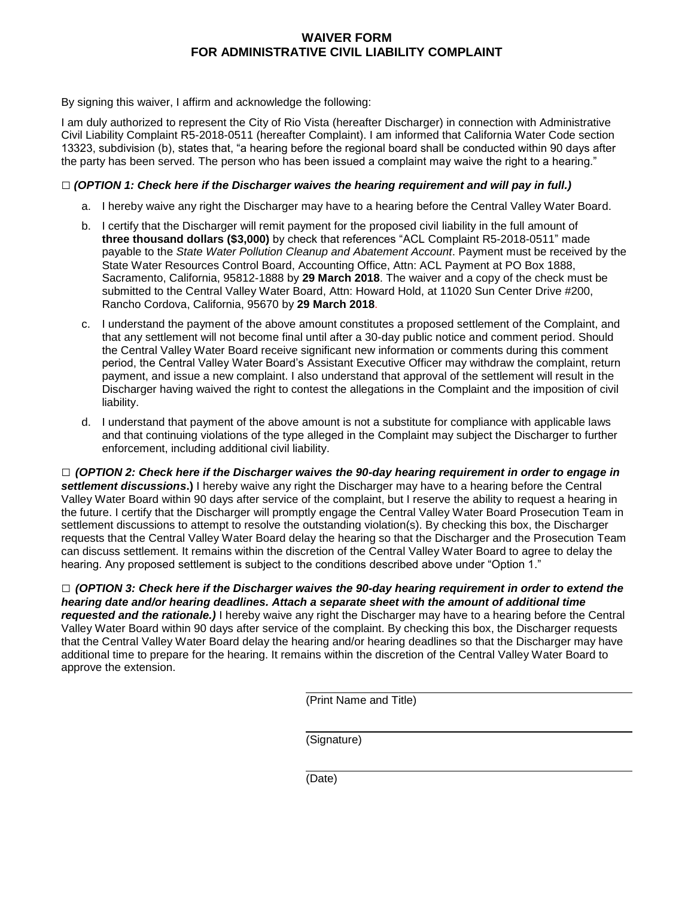# WAIVER FORM FOR ADMINISTRATIVE CIVIL LIABILITY COMPLAINT

By signing this waiver, I affirm and acknowledge the following:

I am duly authorized to represent the City of Rio Vista (hereafter Discharger) in connection with Administrative Civil Liability Complaint R5-2018-0511 (hereafter Complaint). I am informed that California Water Code section 13323, subdivision (b), states that, "a hearing before the regional board shall be conducted within 90 days after the party has been served. The person who has been issued a complaint may waive the right to a hearing."

□ ***(OPTION 1: Check here if the Discharger waives the hearing requirement and will pay in full.)***

a. I hereby waive any right the Discharger may have to a hearing before the Central Valley Water Board.

b. I certify that the Discharger will remit payment for the proposed civil liability in the full amount of **three thousand dollars ($3,000)** by check that references "ACL Complaint R5-2018-0511" made payable to the *State Water Pollution Cleanup and Abatement Account*. Payment must be received by the State Water Resources Control Board, Accounting Office, Attn: ACL Payment at PO Box 1888, Sacramento, California, 95812-1888 by **29 March 2018**. The waiver and a copy of the check must be submitted to the Central Valley Water Board, Attn: Howard Hold, at 11020 Sun Center Drive #200, Rancho Cordova, California, 95670 by **29 March 2018**.

c. I understand the payment of the above amount constitutes a proposed settlement of the Complaint, and that any settlement will not become final until after a 30-day public notice and comment period. Should the Central Valley Water Board receive significant new information or comments during this comment period, the Central Valley Water Board's Assistant Executive Officer may withdraw the complaint, return payment, and issue a new complaint. I also understand that approval of the settlement will result in the Discharger having waived the right to contest the allegations in the Complaint and the imposition of civil liability.

d. I understand that payment of the above amount is not a substitute for compliance with applicable laws and that continuing violations of the type alleged in the Complaint may subject the Discharger to further enforcement, including additional civil liability.

□ ***(OPTION 2: Check here if the Discharger waives the 90-day hearing requirement in order to engage in settlement discussions*.)** I hereby waive any right the Discharger may have to a hearing before the Central Valley Water Board within 90 days after service of the complaint, but I reserve the ability to request a hearing in the future. I certify that the Discharger will promptly engage the Central Valley Water Board Prosecution Team in settlement discussions to attempt to resolve the outstanding violation(s). By checking this box, the Discharger requests that the Central Valley Water Board delay the hearing so that the Discharger and the Prosecution Team can discuss settlement. It remains within the discretion of the Central Valley Water Board to agree to delay the hearing. Any proposed settlement is subject to the conditions described above under "Option 1."

□ ***(OPTION 3: Check here if the Discharger waives the 90-day hearing requirement in order to extend the hearing date and/or hearing deadlines. Attach a separate sheet with the amount of additional time requested and the rationale.)*** I hereby waive any right the Discharger may have to a hearing before the Central Valley Water Board within 90 days after service of the complaint. By checking this box, the Discharger requests that the Central Valley Water Board delay the hearing and/or hearing deadlines so that the Discharger may have additional time to prepare for the hearing. It remains within the discretion of the Central Valley Water Board to approve the extension.

\_\_\_\_\_\_\_\_\_\_\_\_\_\_\_\_\_\_\_\_\_\_\_\_\_\_\_\_\_\_\_\_\_\_\_\_\_\_\_\_
(Print Name and Title)

\_\_\_\_\_\_\_\_\_\_\_\_\_\_\_\_\_\_\_\_\_\_\_\_\_\_\_\_\_\_\_\_\_\_\_\_\_\_\_\_
(Signature)

\_\_\_\_\_\_\_\_\_\_\_\_\_\_\_\_\_\_\_\_\_\_\_\_\_\_\_\_\_\_\_\_\_\_\_\_\_\_\_\_
(Date)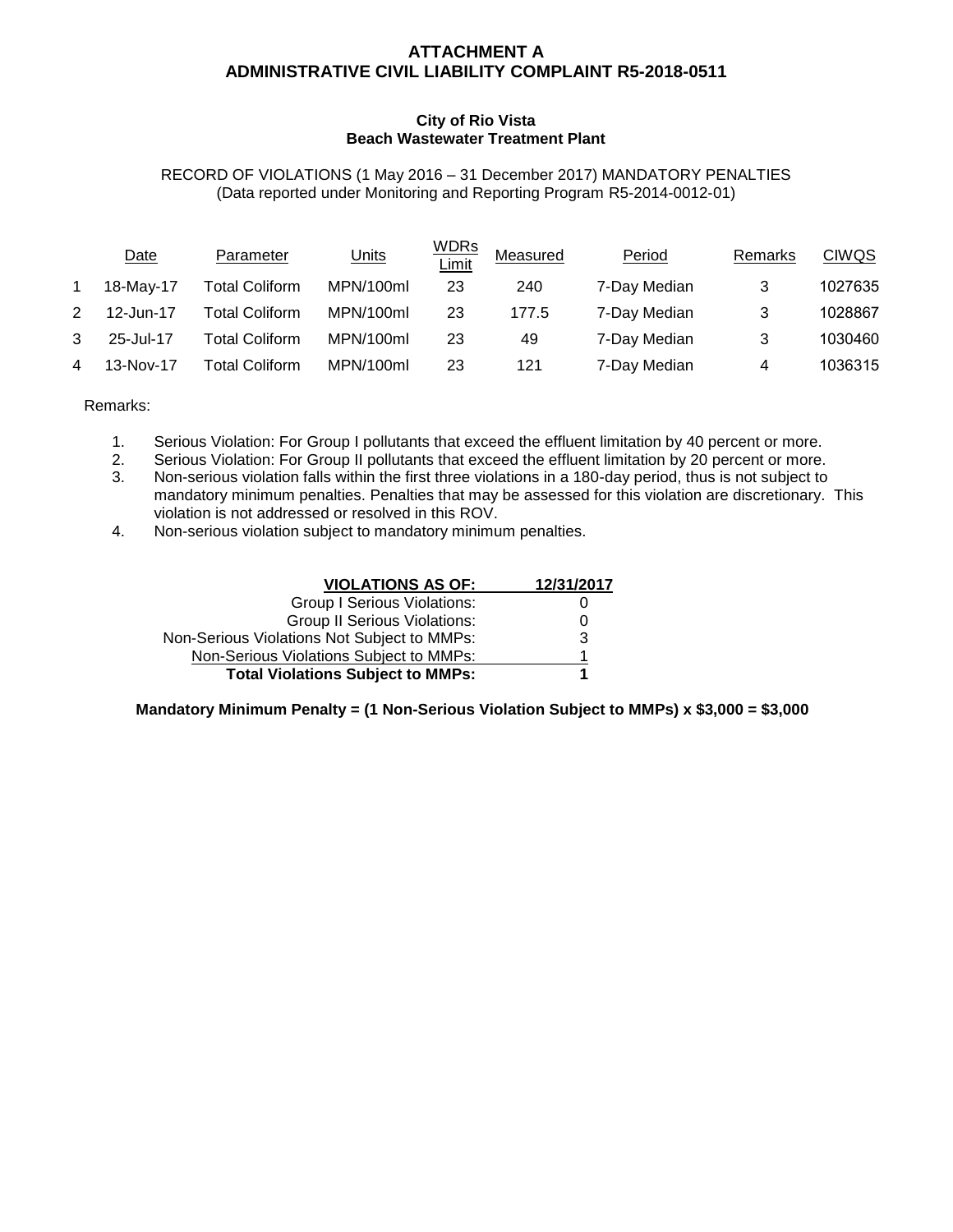# ATTACHMENT A
# ADMINISTRATIVE CIVIL LIABILITY COMPLAINT R5-2018-0511

### City of Rio Vista
### Beach Wastewater Treatment Plant

RECORD OF VIOLATIONS (1 May 2016 – 31 December 2017) MANDATORY PENALTIES
(Data reported under Monitoring and Reporting Program R5-2014-0012-01)

| | Date | Parameter | Units | WDRs Limit | Measured | Period | Remarks | CIWQS |
|---|---|---|---|---|---|---|---|---|
| 1 | 18-May-17 | Total Coliform | MPN/100ml | 23 | 240 | 7-Day Median | 3 | 1027635 |
| 2 | 12-Jun-17 | Total Coliform | MPN/100ml | 23 | 177.5 | 7-Day Median | 3 | 1028867 |
| 3 | 25-Jul-17 | Total Coliform | MPN/100ml | 23 | 49 | 7-Day Median | 3 | 1030460 |
| 4 | 13-Nov-17 | Total Coliform | MPN/100ml | 23 | 121 | 7-Day Median | 4 | 1036315 |

Remarks:

1. Serious Violation: For Group I pollutants that exceed the effluent limitation by 40 percent or more.
2. Serious Violation: For Group II pollutants that exceed the effluent limitation by 20 percent or more.
3. Non-serious violation falls within the first three violations in a 180-day period, thus is not subject to mandatory minimum penalties. Penalties that may be assessed for this violation are discretionary. This violation is not addressed or resolved in this ROV.
4. Non-serious violation subject to mandatory minimum penalties.

| **VIOLATIONS AS OF:** | **12/31/2017** |
|---|---|
| Group I Serious Violations: | 0 |
| Group II Serious Violations: | 0 |
| Non-Serious Violations Not Subject to MMPs: | 3 |
| Non-Serious Violations Subject to MMPs: | 1 |
| **Total Violations Subject to MMPs:** | **1** |

**Mandatory Minimum Penalty = (1 Non-Serious Violation Subject to MMPs) x $3,000 = $3,000**